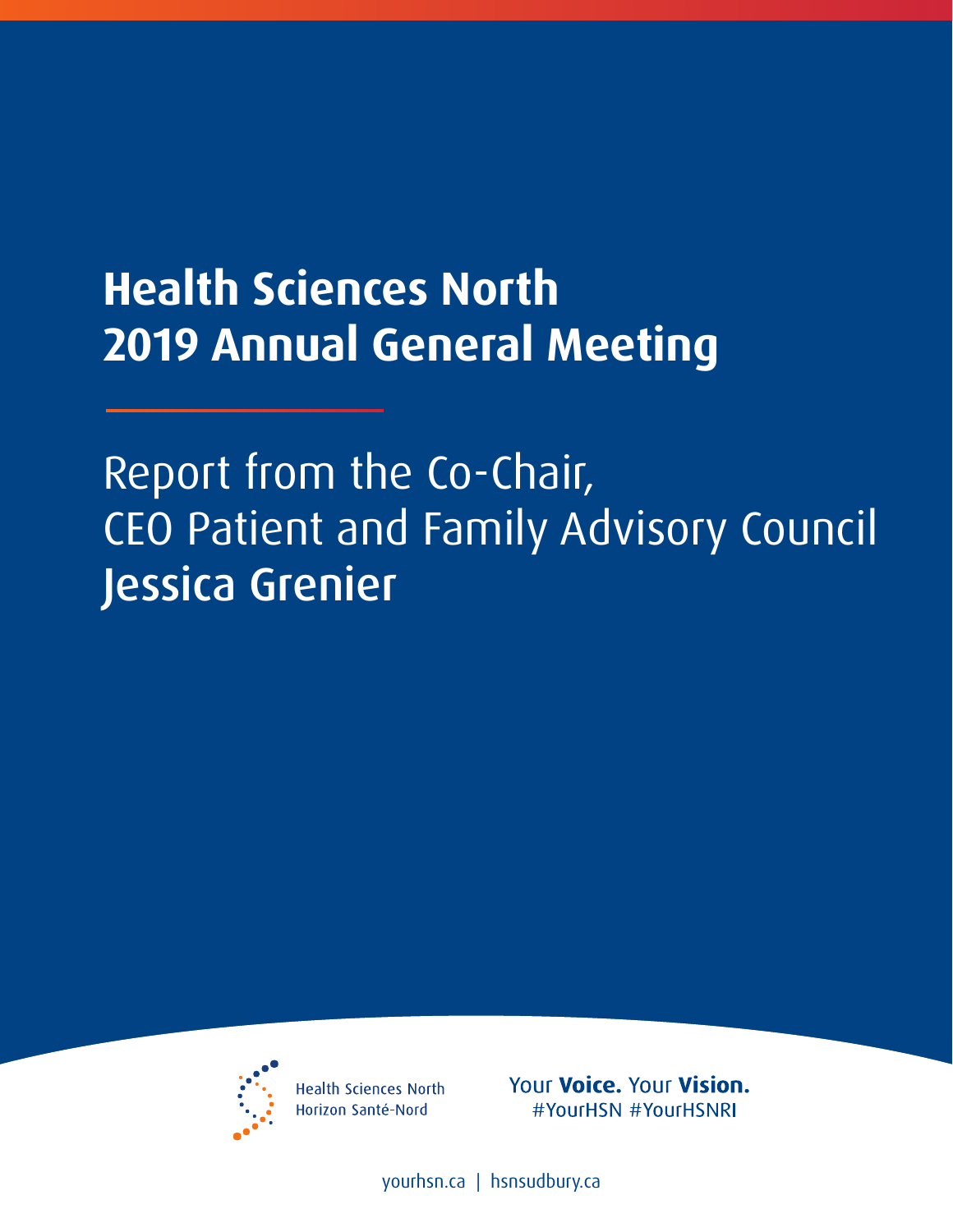# Health Sciences North 2019 Annual General Meeting

## Report from the Co-Chair, CEO Patient and Family Advisory Council Jessica Grenier

Health Sciences North
Horizon Santé-Nord

Your **Voice.** Your **Vision.**
#YourHSN #YourHSNRI

yourhsn.ca | hsnsudbury.ca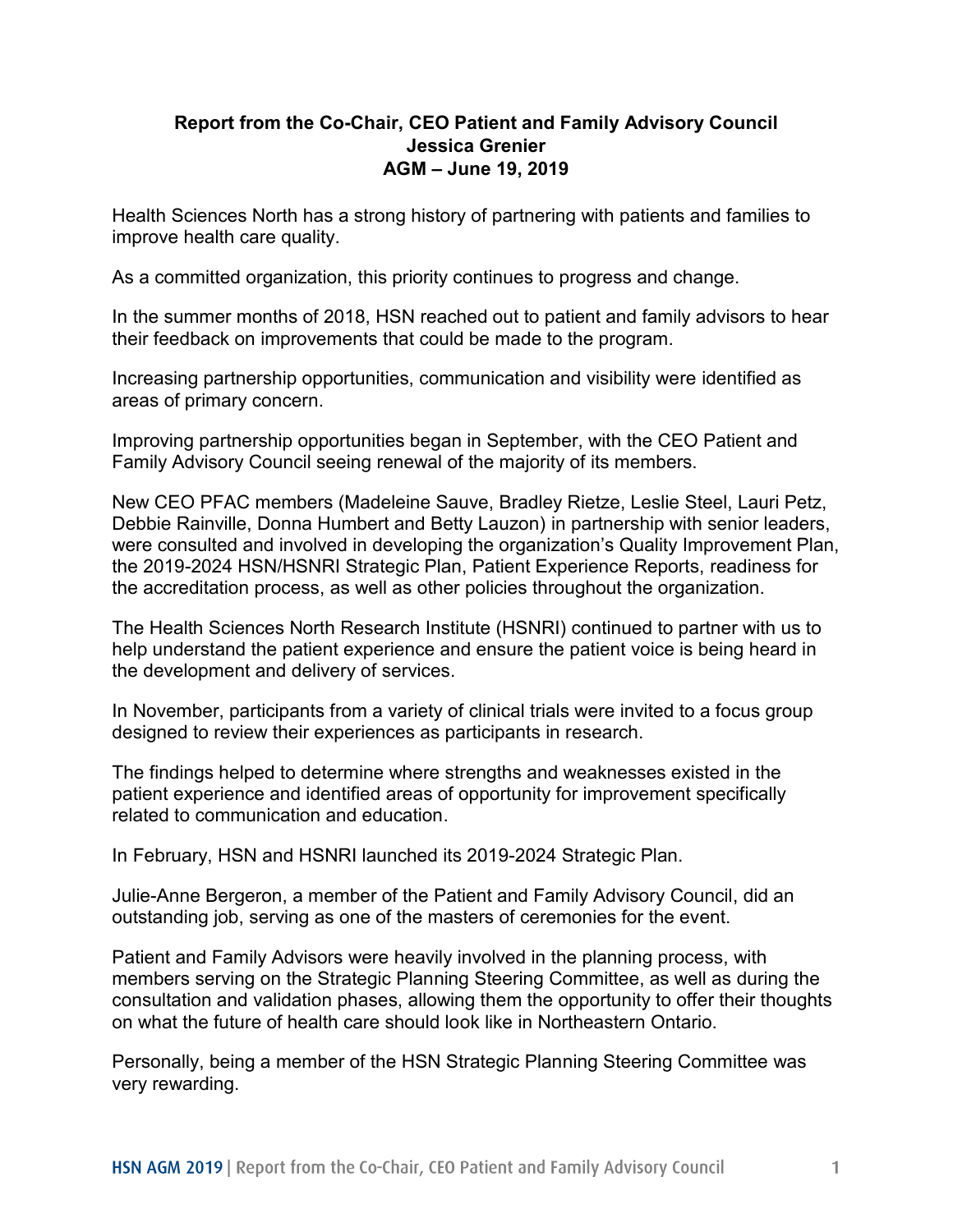**Report from the Co-Chair, CEO Patient and Family Advisory Council**
**Jessica Grenier**
**AGM – June 19, 2019**

Health Sciences North has a strong history of partnering with patients and families to improve health care quality.

As a committed organization, this priority continues to progress and change.

In the summer months of 2018, HSN reached out to patient and family advisors to hear their feedback on improvements that could be made to the program.

Increasing partnership opportunities, communication and visibility were identified as areas of primary concern.

Improving partnership opportunities began in September, with the CEO Patient and Family Advisory Council seeing renewal of the majority of its members.

New CEO PFAC members (Madeleine Sauve, Bradley Rietze, Leslie Steel, Lauri Petz, Debbie Rainville, Donna Humbert and Betty Lauzon) in partnership with senior leaders, were consulted and involved in developing the organization's Quality Improvement Plan, the 2019-2024 HSN/HSNRI Strategic Plan, Patient Experience Reports, readiness for the accreditation process, as well as other policies throughout the organization.

The Health Sciences North Research Institute (HSNRI) continued to partner with us to help understand the patient experience and ensure the patient voice is being heard in the development and delivery of services.

In November, participants from a variety of clinical trials were invited to a focus group designed to review their experiences as participants in research.

The findings helped to determine where strengths and weaknesses existed in the patient experience and identified areas of opportunity for improvement specifically related to communication and education.

In February, HSN and HSNRI launched its 2019-2024 Strategic Plan.

Julie-Anne Bergeron, a member of the Patient and Family Advisory Council, did an outstanding job, serving as one of the masters of ceremonies for the event.

Patient and Family Advisors were heavily involved in the planning process, with members serving on the Strategic Planning Steering Committee, as well as during the consultation and validation phases, allowing them the opportunity to offer their thoughts on what the future of health care should look like in Northeastern Ontario.

Personally, being a member of the HSN Strategic Planning Steering Committee was very rewarding.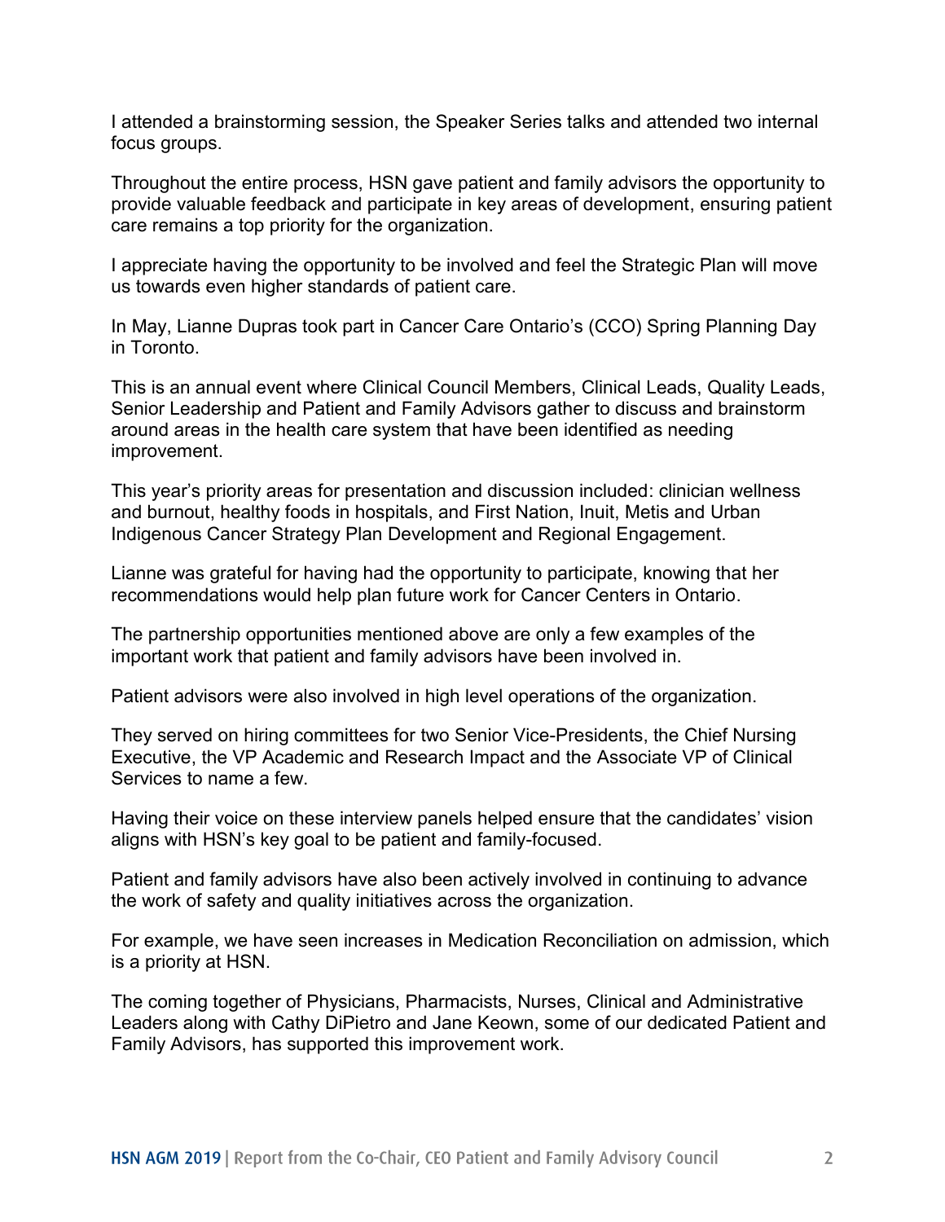I attended a brainstorming session, the Speaker Series talks and attended two internal focus groups.

Throughout the entire process, HSN gave patient and family advisors the opportunity to provide valuable feedback and participate in key areas of development, ensuring patient care remains a top priority for the organization.

I appreciate having the opportunity to be involved and feel the Strategic Plan will move us towards even higher standards of patient care.

In May, Lianne Dupras took part in Cancer Care Ontario's (CCO) Spring Planning Day in Toronto.

This is an annual event where Clinical Council Members, Clinical Leads, Quality Leads, Senior Leadership and Patient and Family Advisors gather to discuss and brainstorm around areas in the health care system that have been identified as needing improvement.

This year's priority areas for presentation and discussion included: clinician wellness and burnout, healthy foods in hospitals, and First Nation, Inuit, Metis and Urban Indigenous Cancer Strategy Plan Development and Regional Engagement.

Lianne was grateful for having had the opportunity to participate, knowing that her recommendations would help plan future work for Cancer Centers in Ontario.

The partnership opportunities mentioned above are only a few examples of the important work that patient and family advisors have been involved in.

Patient advisors were also involved in high level operations of the organization.

They served on hiring committees for two Senior Vice-Presidents, the Chief Nursing Executive, the VP Academic and Research Impact and the Associate VP of Clinical Services to name a few.

Having their voice on these interview panels helped ensure that the candidates' vision aligns with HSN's key goal to be patient and family-focused.

Patient and family advisors have also been actively involved in continuing to advance the work of safety and quality initiatives across the organization.

For example, we have seen increases in Medication Reconciliation on admission, which is a priority at HSN.

The coming together of Physicians, Pharmacists, Nurses, Clinical and Administrative Leaders along with Cathy DiPietro and Jane Keown, some of our dedicated Patient and Family Advisors, has supported this improvement work.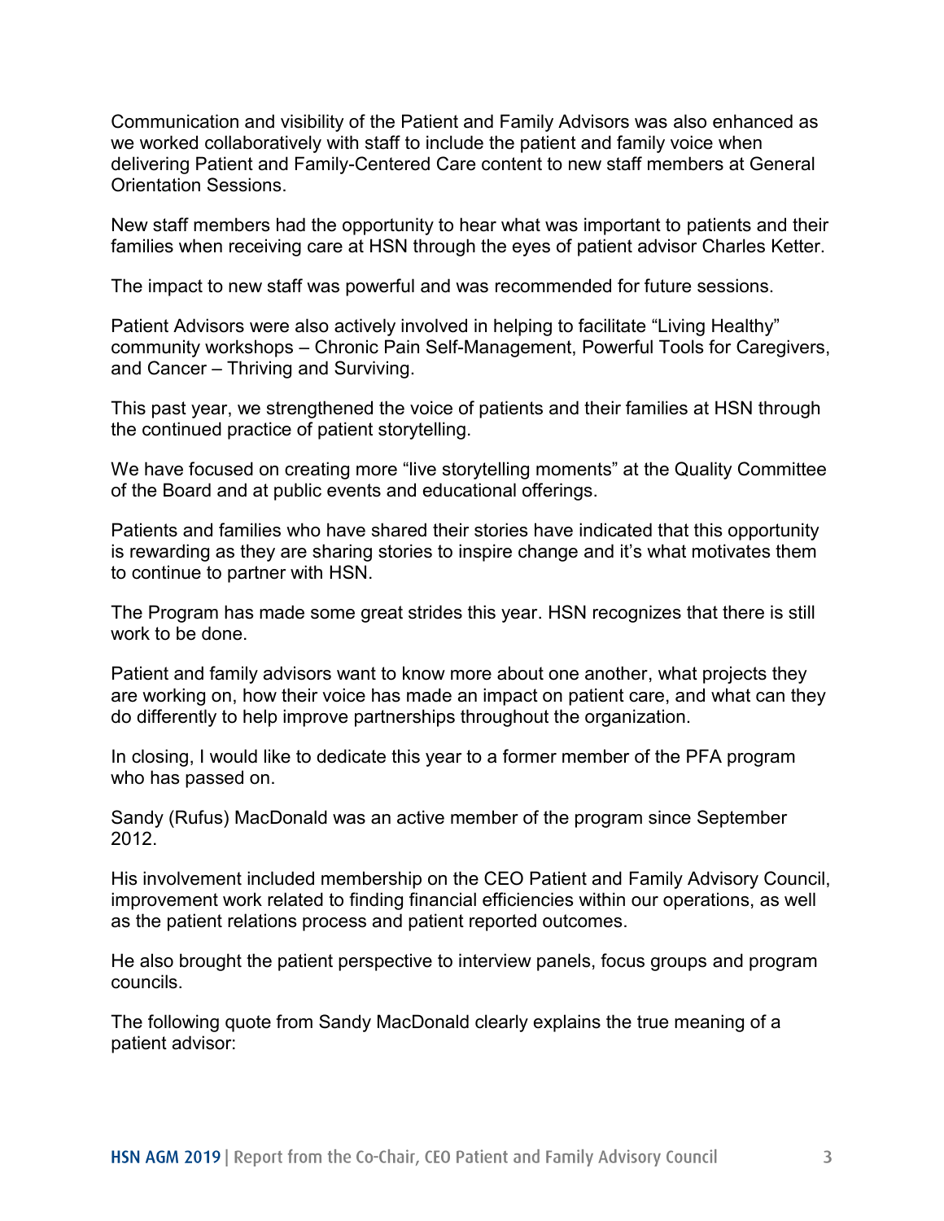Communication and visibility of the Patient and Family Advisors was also enhanced as we worked collaboratively with staff to include the patient and family voice when delivering Patient and Family-Centered Care content to new staff members at General Orientation Sessions.

New staff members had the opportunity to hear what was important to patients and their families when receiving care at HSN through the eyes of patient advisor Charles Ketter.

The impact to new staff was powerful and was recommended for future sessions.

Patient Advisors were also actively involved in helping to facilitate “Living Healthy” community workshops – Chronic Pain Self-Management, Powerful Tools for Caregivers, and Cancer – Thriving and Surviving.

This past year, we strengthened the voice of patients and their families at HSN through the continued practice of patient storytelling.

We have focused on creating more “live storytelling moments” at the Quality Committee of the Board and at public events and educational offerings.

Patients and families who have shared their stories have indicated that this opportunity is rewarding as they are sharing stories to inspire change and it’s what motivates them to continue to partner with HSN.

The Program has made some great strides this year. HSN recognizes that there is still work to be done.

Patient and family advisors want to know more about one another, what projects they are working on, how their voice has made an impact on patient care, and what can they do differently to help improve partnerships throughout the organization.

In closing, I would like to dedicate this year to a former member of the PFA program who has passed on.

Sandy (Rufus) MacDonald was an active member of the program since September 2012.

His involvement included membership on the CEO Patient and Family Advisory Council, improvement work related to finding financial efficiencies within our operations, as well as the patient relations process and patient reported outcomes.

He also brought the patient perspective to interview panels, focus groups and program councils.

The following quote from Sandy MacDonald clearly explains the true meaning of a patient advisor: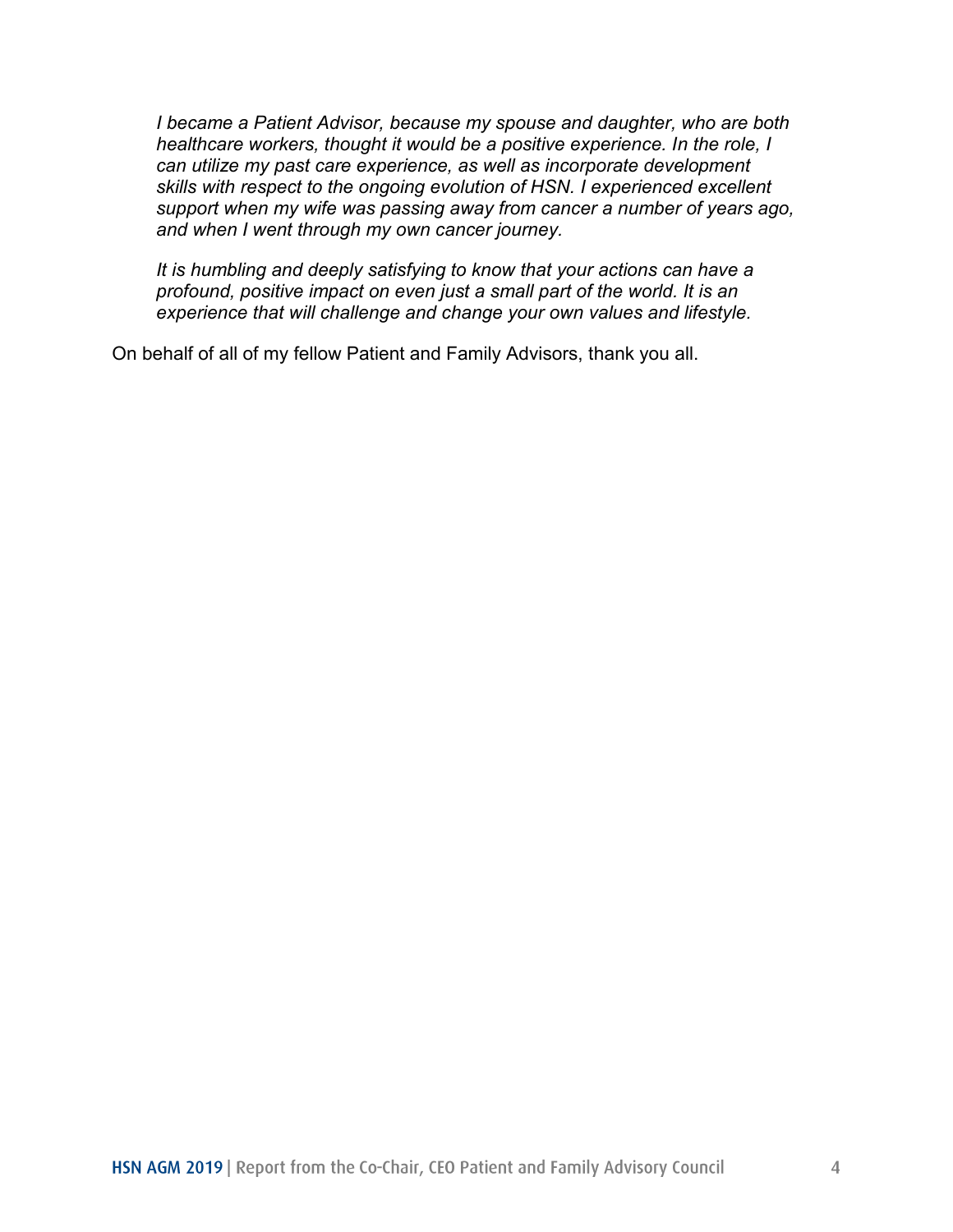*I became a Patient Advisor, because my spouse and daughter, who are both healthcare workers, thought it would be a positive experience. In the role, I can utilize my past care experience, as well as incorporate development skills with respect to the ongoing evolution of HSN. I experienced excellent support when my wife was passing away from cancer a number of years ago, and when I went through my own cancer journey.*

*It is humbling and deeply satisfying to know that your actions can have a profound, positive impact on even just a small part of the world. It is an experience that will challenge and change your own values and lifestyle.*

On behalf of all of my fellow Patient and Family Advisors, thank you all.